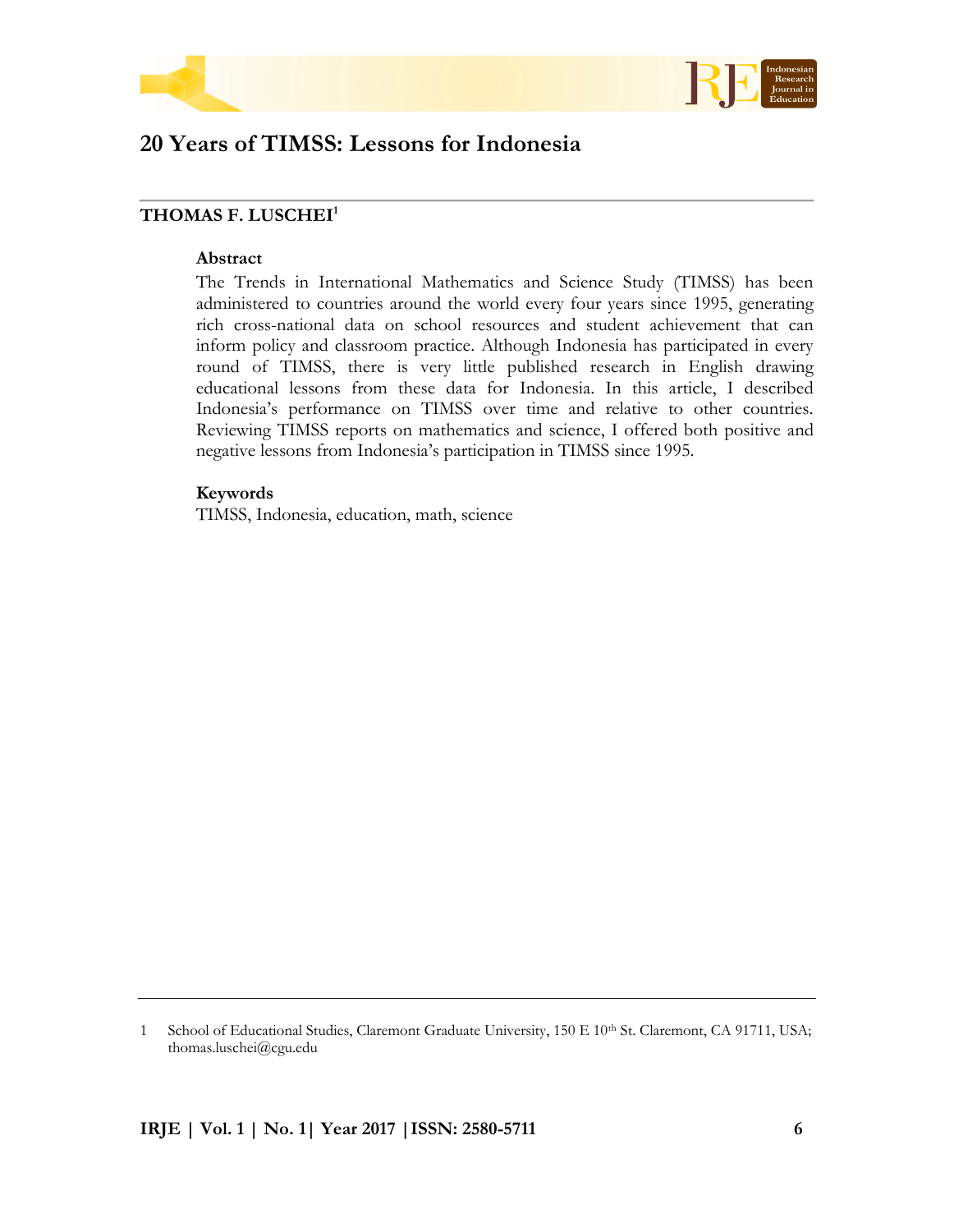# 20 Years of TIMSS: Lessons for Indonesia

**THOMAS F. LUSCHEI**[1]

**Abstract**

The Trends in International Mathematics and Science Study (TIMSS) has been administered to countries around the world every four years since 1995, generating rich cross-national data on school resources and student achievement that can inform policy and classroom practice. Although Indonesia has participated in every round of TIMSS, there is very little published research in English drawing educational lessons from these data for Indonesia. In this article, I described Indonesia's performance on TIMSS over time and relative to other countries. Reviewing TIMSS reports on mathematics and science, I offered both positive and negative lessons from Indonesia's participation in TIMSS since 1995.

**Keywords**

TIMSS, Indonesia, education, math, science

---

1 School of Educational Studies, Claremont Graduate University, 150 E 10th St. Claremont, CA 91711, USA; thomas.luschei@cgu.edu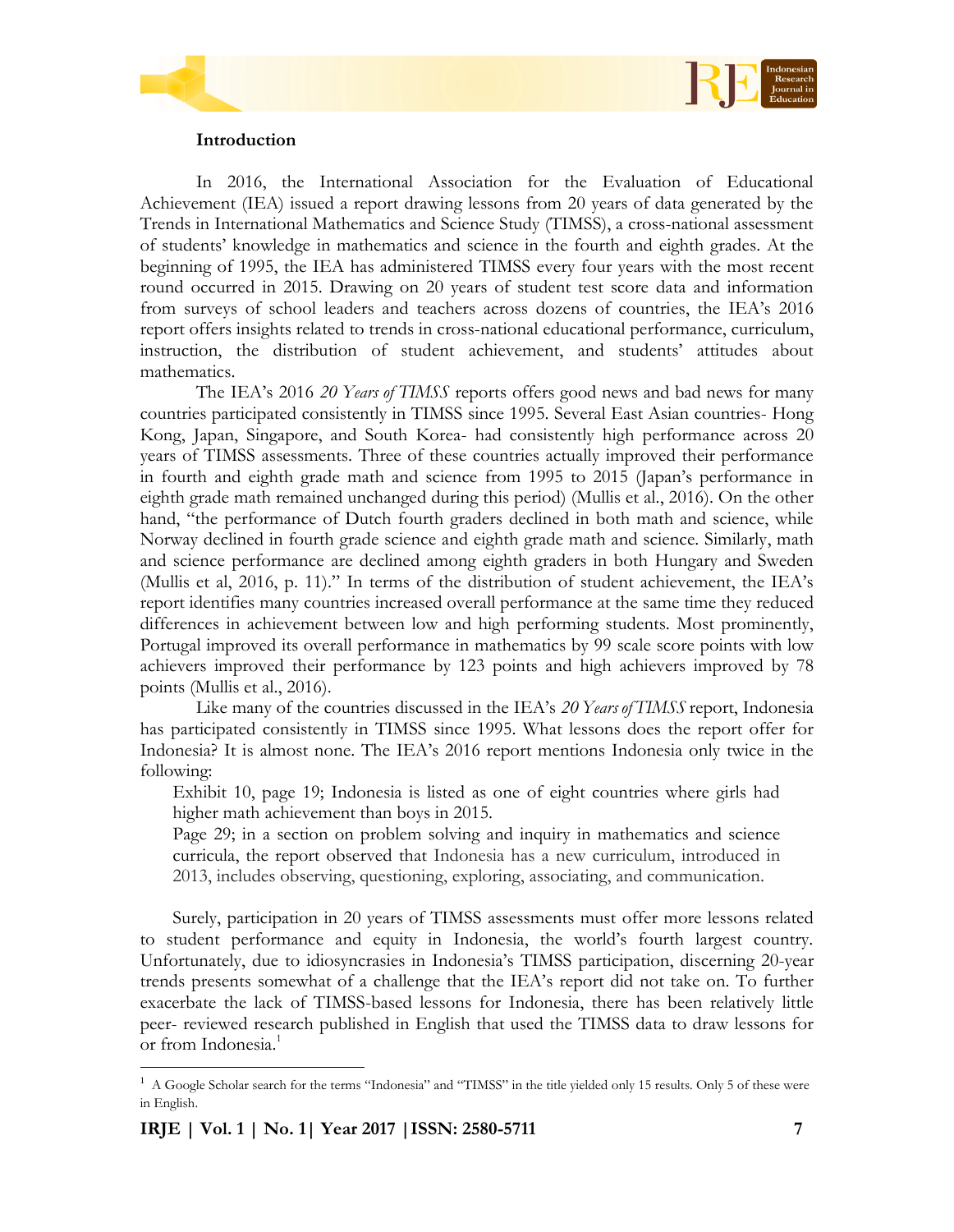**Introduction**

In 2016, the International Association for the Evaluation of Educational Achievement (IEA) issued a report drawing lessons from 20 years of data generated by the Trends in International Mathematics and Science Study (TIMSS), a cross-national assessment of students' knowledge in mathematics and science in the fourth and eighth grades. At the beginning of 1995, the IEA has administered TIMSS every four years with the most recent round occurred in 2015. Drawing on 20 years of student test score data and information from surveys of school leaders and teachers across dozens of countries, the IEA's 2016 report offers insights related to trends in cross-national educational performance, curriculum, instruction, the distribution of student achievement, and students' attitudes about mathematics.

The IEA's 2016 *20 Years of TIMSS* reports offers good news and bad news for many countries participated consistently in TIMSS since 1995. Several East Asian countries- Hong Kong, Japan, Singapore, and South Korea- had consistently high performance across 20 years of TIMSS assessments. Three of these countries actually improved their performance in fourth and eighth grade math and science from 1995 to 2015 (Japan's performance in eighth grade math remained unchanged during this period) (Mullis et al., 2016). On the other hand, "the performance of Dutch fourth graders declined in both math and science, while Norway declined in fourth grade science and eighth grade math and science. Similarly, math and science performance are declined among eighth graders in both Hungary and Sweden (Mullis et al, 2016, p. 11)." In terms of the distribution of student achievement, the IEA's report identifies many countries increased overall performance at the same time they reduced differences in achievement between low and high performing students. Most prominently, Portugal improved its overall performance in mathematics by 99 scale score points with low achievers improved their performance by 123 points and high achievers improved by 78 points (Mullis et al., 2016).

Like many of the countries discussed in the IEA's *20 Years of TIMSS* report, Indonesia has participated consistently in TIMSS since 1995. What lessons does the report offer for Indonesia? It is almost none. The IEA's 2016 report mentions Indonesia only twice in the following:

> Exhibit 10, page 19; Indonesia is listed as one of eight countries where girls had higher math achievement than boys in 2015.
>
> Page 29; in a section on problem solving and inquiry in mathematics and science curricula, the report observed that Indonesia has a new curriculum, introduced in 2013, includes observing, questioning, exploring, associating, and communication.

Surely, participation in 20 years of TIMSS assessments must offer more lessons related to student performance and equity in Indonesia, the world's fourth largest country. Unfortunately, due to idiosyncrasies in Indonesia's TIMSS participation, discerning 20-year trends presents somewhat of a challenge that the IEA's report did not take on. To further exacerbate the lack of TIMSS-based lessons for Indonesia, there has been relatively little peer- reviewed research published in English that used the TIMSS data to draw lessons for or from Indonesia.[1]

[1] A Google Scholar search for the terms "Indonesia" and "TIMSS" in the title yielded only 15 results. Only 5 of these were in English.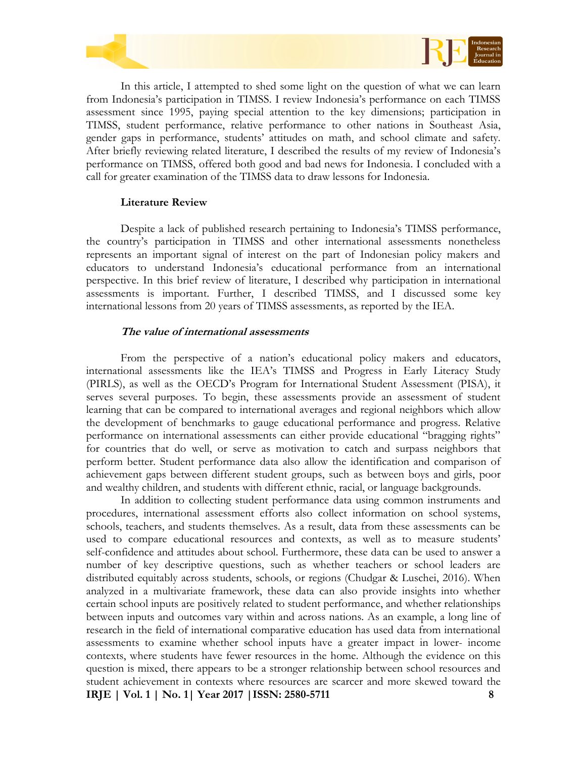In this article, I attempted to shed some light on the question of what we can learn from Indonesia's participation in TIMSS. I review Indonesia's performance on each TIMSS assessment since 1995, paying special attention to the key dimensions; participation in TIMSS, student performance, relative performance to other nations in Southeast Asia, gender gaps in performance, students' attitudes on math, and school climate and safety. After briefly reviewing related literature, I described the results of my review of Indonesia's performance on TIMSS, offered both good and bad news for Indonesia. I concluded with a call for greater examination of the TIMSS data to draw lessons for Indonesia.

## Literature Review

Despite a lack of published research pertaining to Indonesia's TIMSS performance, the country's participation in TIMSS and other international assessments nonetheless represents an important signal of interest on the part of Indonesian policy makers and educators to understand Indonesia's educational performance from an international perspective. In this brief review of literature, I described why participation in international assessments is important. Further, I described TIMSS, and I discussed some key international lessons from 20 years of TIMSS assessments, as reported by the IEA.

### *The value of international assessments*

From the perspective of a nation's educational policy makers and educators, international assessments like the IEA's TIMSS and Progress in Early Literacy Study (PIRLS), as well as the OECD's Program for International Student Assessment (PISA), it serves several purposes. To begin, these assessments provide an assessment of student learning that can be compared to international averages and regional neighbors which allow the development of benchmarks to gauge educational performance and progress. Relative performance on international assessments can either provide educational "bragging rights" for countries that do well, or serve as motivation to catch and surpass neighbors that perform better. Student performance data also allow the identification and comparison of achievement gaps between different student groups, such as between boys and girls, poor and wealthy children, and students with different ethnic, racial, or language backgrounds.

In addition to collecting student performance data using common instruments and procedures, international assessment efforts also collect information on school systems, schools, teachers, and students themselves. As a result, data from these assessments can be used to compare educational resources and contexts, as well as to measure students' self-confidence and attitudes about school. Furthermore, these data can be used to answer a number of key descriptive questions, such as whether teachers or school leaders are distributed equitably across students, schools, or regions (Chudgar & Luschei, 2016). When analyzed in a multivariate framework, these data can also provide insights into whether certain school inputs are positively related to student performance, and whether relationships between inputs and outcomes vary within and across nations. As an example, a long line of research in the field of international comparative education has used data from international assessments to examine whether school inputs have a greater impact in lower- income contexts, where students have fewer resources in the home. Although the evidence on this question is mixed, there appears to be a stronger relationship between school resources and student achievement in contexts where resources are scarcer and more skewed toward the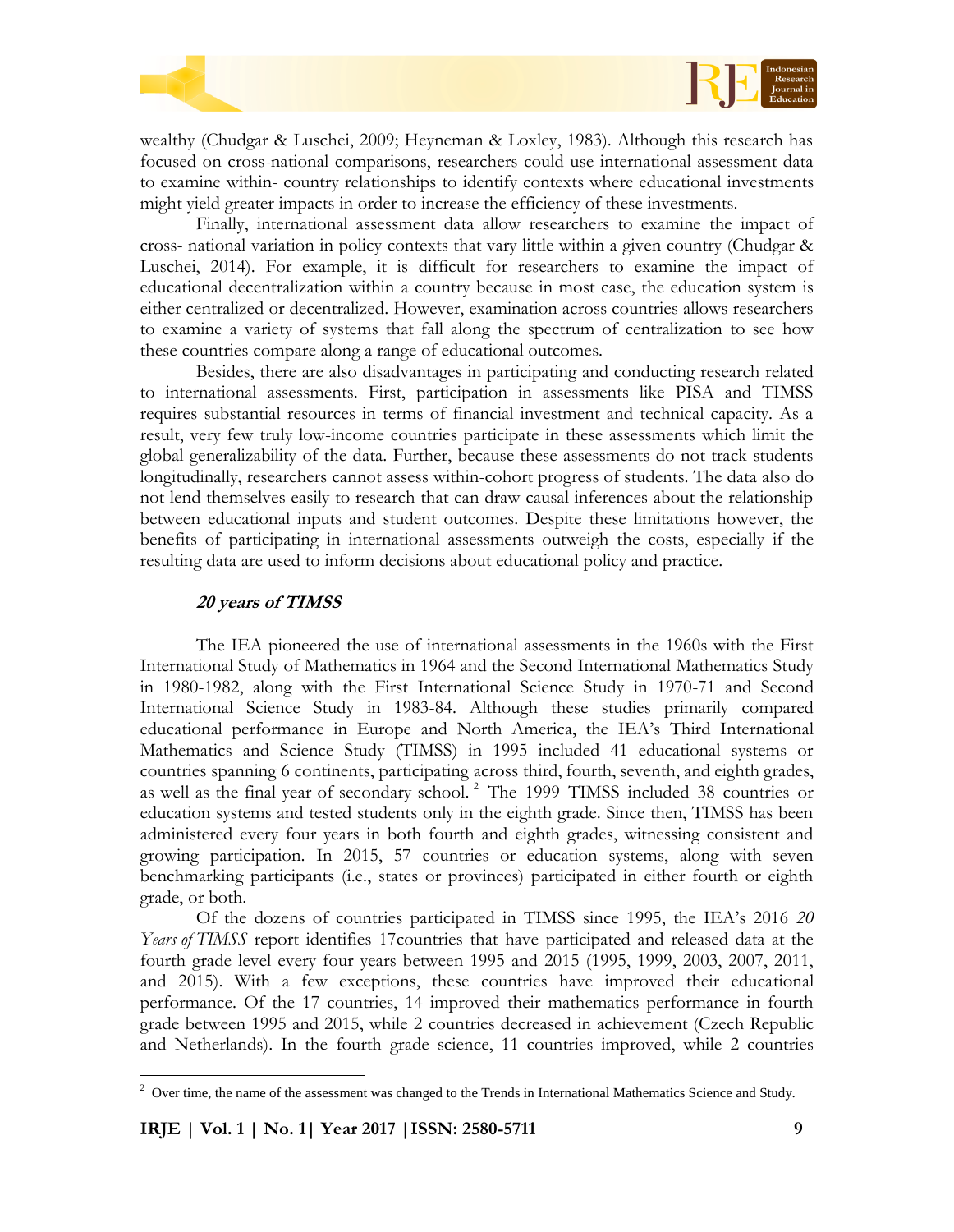wealthy (Chudgar & Luschei, 2009; Heyneman & Loxley, 1983). Although this research has focused on cross-national comparisons, researchers could use international assessment data to examine within- country relationships to identify contexts where educational investments might yield greater impacts in order to increase the efficiency of these investments.

Finally, international assessment data allow researchers to examine the impact of cross- national variation in policy contexts that vary little within a given country (Chudgar & Luschei, 2014). For example, it is difficult for researchers to examine the impact of educational decentralization within a country because in most case, the education system is either centralized or decentralized. However, examination across countries allows researchers to examine a variety of systems that fall along the spectrum of centralization to see how these countries compare along a range of educational outcomes.

Besides, there are also disadvantages in participating and conducting research related to international assessments. First, participation in assessments like PISA and TIMSS requires substantial resources in terms of financial investment and technical capacity. As a result, very few truly low-income countries participate in these assessments which limit the global generalizability of the data. Further, because these assessments do not track students longitudinally, researchers cannot assess within-cohort progress of students. The data also do not lend themselves easily to research that can draw causal inferences about the relationship between educational inputs and student outcomes. Despite these limitations however, the benefits of participating in international assessments outweigh the costs, especially if the resulting data are used to inform decisions about educational policy and practice.

***20 years of TIMSS***

The IEA pioneered the use of international assessments in the 1960s with the First International Study of Mathematics in 1964 and the Second International Mathematics Study in 1980-1982, along with the First International Science Study in 1970-71 and Second International Science Study in 1983-84. Although these studies primarily compared educational performance in Europe and North America, the IEA's Third International Mathematics and Science Study (TIMSS) in 1995 included 41 educational systems or countries spanning 6 continents, participating across third, fourth, seventh, and eighth grades, as well as the final year of secondary school. [2] The 1999 TIMSS included 38 countries or education systems and tested students only in the eighth grade. Since then, TIMSS has been administered every four years in both fourth and eighth grades, witnessing consistent and growing participation. In 2015, 57 countries or education systems, along with seven benchmarking participants (i.e., states or provinces) participated in either fourth or eighth grade, or both.

Of the dozens of countries participated in TIMSS since 1995, the IEA's 2016 *20 Years of TIMSS* report identifies 17countries that have participated and released data at the fourth grade level every four years between 1995 and 2015 (1995, 1999, 2003, 2007, 2011, and 2015). With a few exceptions, these countries have improved their educational performance. Of the 17 countries, 14 improved their mathematics performance in fourth grade between 1995 and 2015, while 2 countries decreased in achievement (Czech Republic and Netherlands). In the fourth grade science, 11 countries improved, while 2 countries

---

[2] Over time, the name of the assessment was changed to the Trends in International Mathematics Science and Study.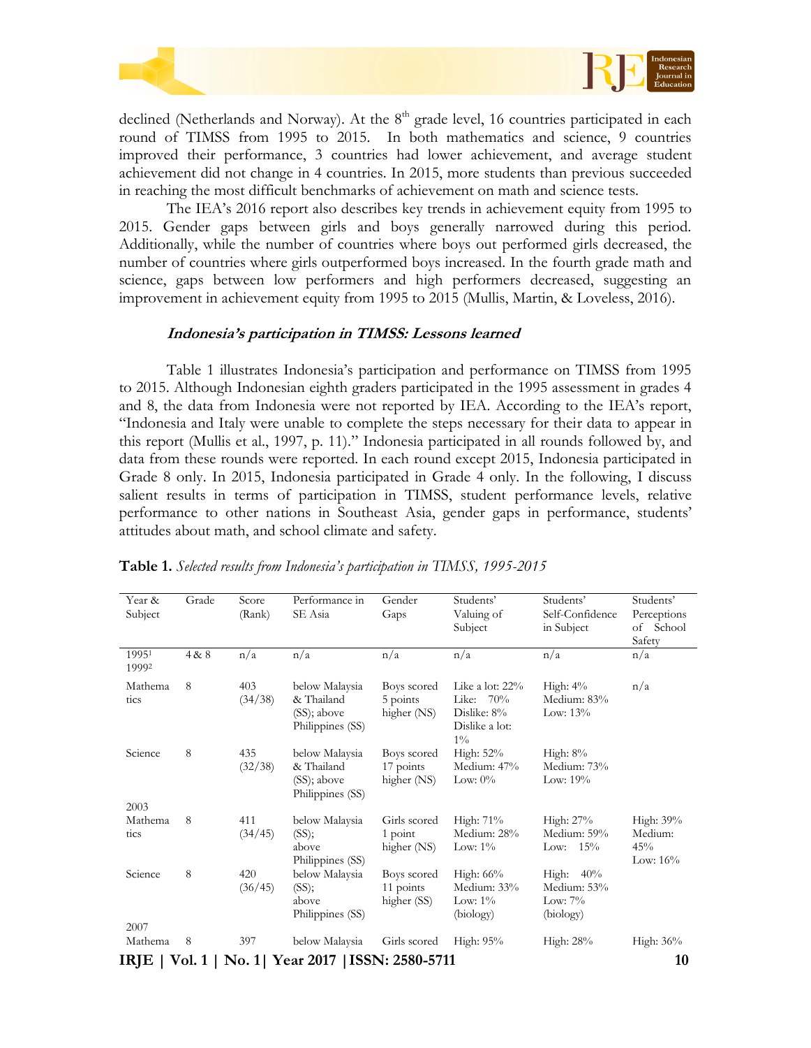declined (Netherlands and Norway). At the 8th grade level, 16 countries participated in each round of TIMSS from 1995 to 2015. In both mathematics and science, 9 countries improved their performance, 3 countries had lower achievement, and average student achievement did not change in 4 countries. In 2015, more students than previous succeeded in reaching the most difficult benchmarks of achievement on math and science tests.

The IEA's 2016 report also describes key trends in achievement equity from 1995 to 2015. Gender gaps between girls and boys generally narrowed during this period. Additionally, while the number of countries where boys out performed girls decreased, the number of countries where girls outperformed boys increased. In the fourth grade math and science, gaps between low performers and high performers decreased, suggesting an improvement in achievement equity from 1995 to 2015 (Mullis, Martin, & Loveless, 2016).

### *Indonesia's participation in TIMSS: Lessons learned*

Table 1 illustrates Indonesia's participation and performance on TIMSS from 1995 to 2015. Although Indonesian eighth graders participated in the 1995 assessment in grades 4 and 8, the data from Indonesia were not reported by IEA. According to the IEA's report, "Indonesia and Italy were unable to complete the steps necessary for their data to appear in this report (Mullis et al., 1997, p. 11)." Indonesia participated in all rounds followed by, and data from these rounds were reported. In each round except 2015, Indonesia participated in Grade 8 only. In 2015, Indonesia participated in Grade 4 only. In the following, I discuss salient results in terms of participation in TIMSS, student performance levels, relative performance to other nations in Southeast Asia, gender gaps in performance, students' attitudes about math, and school climate and safety.

**Table 1.** *Selected results from Indonesia's participation in TIMSS, 1995-2015*

| Year & Subject | Grade | Score (Rank) | Performance in SE Asia | Gender Gaps | Students' Valuing of Subject | Students' Self-Confidence in Subject | Students' Perceptions of School Safety |
|---|---|---|---|---|---|---|---|
| 1995[1] | 4 & 8 | n/a | n/a | n/a | n/a | n/a | n/a |
| 1999[2] | | | | | | | |
| Mathematics | 8 | 403 (34/38) | below Malaysia & Thailand (SS); above Philippines (SS) | Boys scored 5 points higher (NS) | Like a lot: 22% Like: 70% Dislike: 8% Dislike a lot: 1% | High: 4% Medium: 83% Low: 13% | n/a |
| Science | 8 | 435 (32/38) | below Malaysia & Thailand (SS); above Philippines (SS) | Boys scored 17 points higher (NS) | High: 52% Medium: 47% Low: 0% | High: 8% Medium: 73% Low: 19% | |
| 2003 | | | | | | | |
| Mathematics | 8 | 411 (34/45) | below Malaysia (SS); above Philippines (SS) | Girls scored 1 point higher (NS) | High: 71% Medium: 28% Low: 1% | High: 27% Medium: 59% Low: 15% | High: 39% Medium: 45% Low: 16% |
| Science | 8 | 420 (36/45) | below Malaysia (SS); above Philippines (SS) | Boys scored 11 points higher (SS) | High: 66% Medium: 33% Low: 1% (biology) | High: 40% Medium: 53% Low: 7% (biology) | |
| 2007 | | | | | | | |
| Mathematics | 8 | 397 | below Malaysia | Girls scored | High: 95% | High: 28% | High: 36% |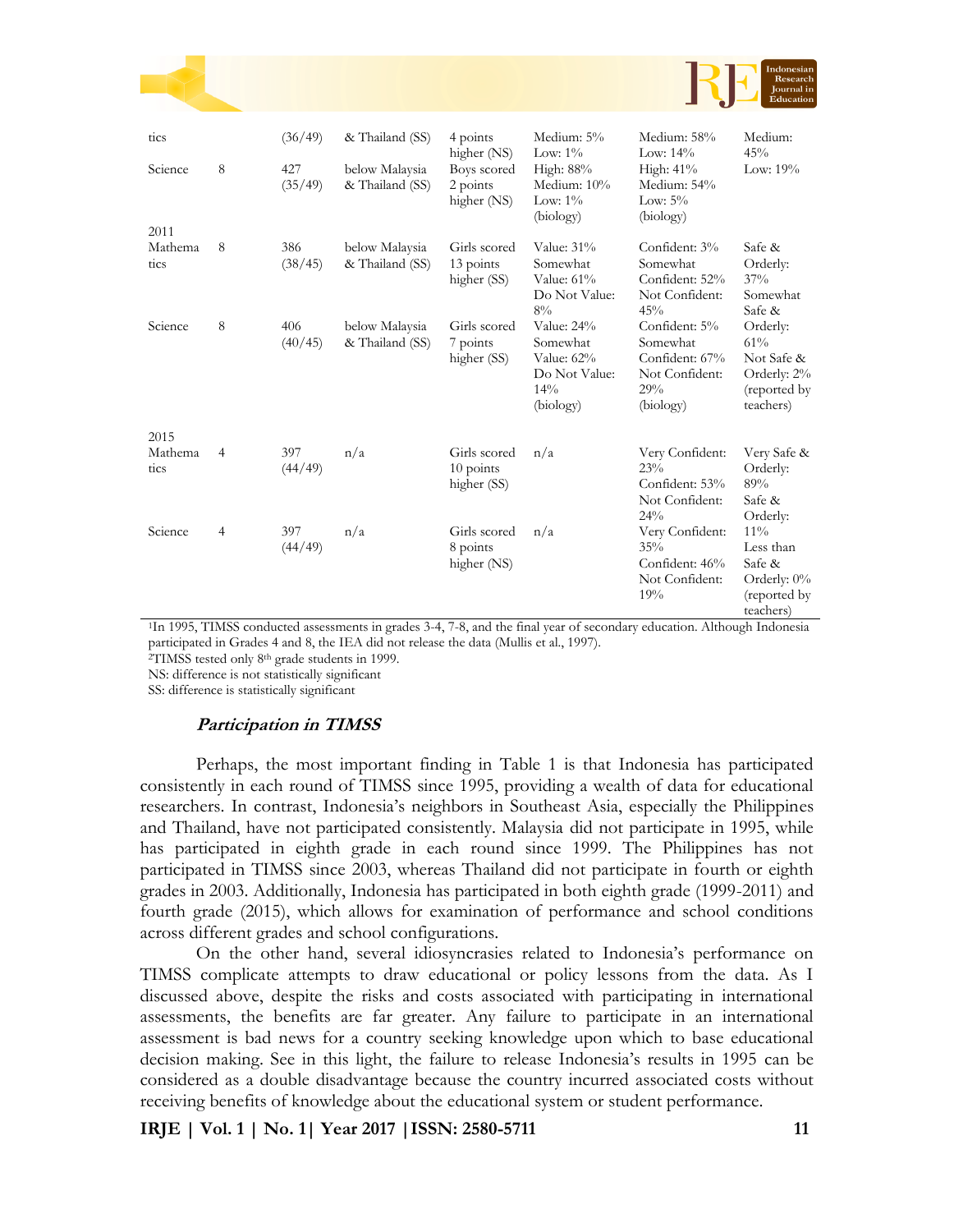| | | | | | | | |
|---|---|---|---|---|---|---|---|
| tics | | (36/49) | & Thailand (SS) | 4 points higher (NS) | Medium: 5% Low: 1% | Medium: 58% Low: 14% | Medium: 45% Low: 19% |
| Science | 8 | 427 (35/49) | below Malaysia & Thailand (SS) | Boys scored 2 points higher (NS) | High: 88% Medium: 10% Low: 1% (biology) | High: 41% Medium: 54% Low: 5% (biology) | |
| 2011 Mathematics | 8 | 386 (38/45) | below Malaysia & Thailand (SS) | Girls scored 13 points higher (SS) | Value: 31% Somewhat Value: 61% Do Not Value: 8% | Confident: 3% Somewhat Confident: 52% Not Confident: 45% | Safe & Orderly: 37% Somewhat Safe & Orderly: 61% Not Safe & Orderly: 2% (reported by teachers) |
| Science | 8 | 406 (40/45) | below Malaysia & Thailand (SS) | Girls scored 7 points higher (SS) | Value: 24% Somewhat Value: 62% Do Not Value: 14% (biology) | Confident: 5% Somewhat Confident: 67% Not Confident: 29% (biology) | |
| 2015 Mathematics | 4 | 397 (44/49) | n/a | Girls scored 10 points higher (SS) | n/a | Very Confident: 23% Confident: 53% Not Confident: 24% | Very Safe & Orderly: 89% Safe & Orderly: 11% Less than Safe & Orderly: 0% (reported by teachers) |
| Science | 4 | 397 (44/49) | n/a | Girls scored 8 points higher (NS) | n/a | Very Confident: 35% Confident: 46% Not Confident: 19% | |

[1]In 1995, TIMSS conducted assessments in grades 3-4, 7-8, and the final year of secondary education. Although Indonesia participated in Grades 4 and 8, the IEA did not release the data (Mullis et al., 1997).
[2]TIMSS tested only 8th grade students in 1999.
NS: difference is not statistically significant
SS: difference is statistically significant

### *Participation in TIMSS*

Perhaps, the most important finding in Table 1 is that Indonesia has participated consistently in each round of TIMSS since 1995, providing a wealth of data for educational researchers. In contrast, Indonesia's neighbors in Southeast Asia, especially the Philippines and Thailand, have not participated consistently. Malaysia did not participate in 1995, while has participated in eighth grade in each round since 1999. The Philippines has not participated in TIMSS since 2003, whereas Thailand did not participate in fourth or eighth grades in 2003. Additionally, Indonesia has participated in both eighth grade (1999-2011) and fourth grade (2015), which allows for examination of performance and school conditions across different grades and school configurations.

On the other hand, several idiosyncrasies related to Indonesia's performance on TIMSS complicate attempts to draw educational or policy lessons from the data. As I discussed above, despite the risks and costs associated with participating in international assessments, the benefits are far greater. Any failure to participate in an international assessment is bad news for a country seeking knowledge upon which to base educational decision making. See in this light, the failure to release Indonesia's results in 1995 can be considered as a double disadvantage because the country incurred associated costs without receiving benefits of knowledge about the educational system or student performance.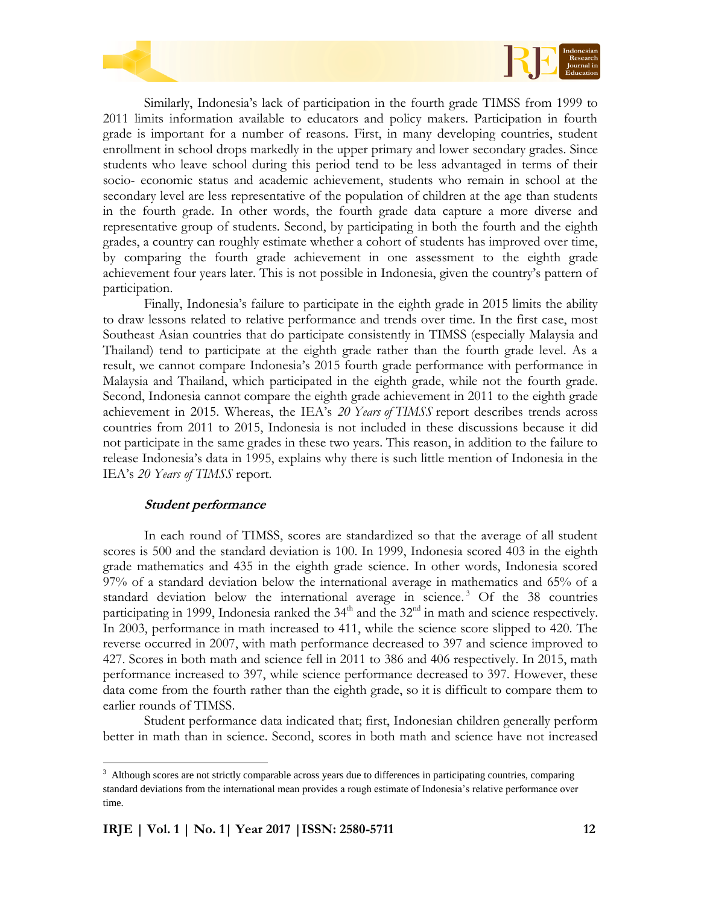Similarly, Indonesia's lack of participation in the fourth grade TIMSS from 1999 to 2011 limits information available to educators and policy makers. Participation in fourth grade is important for a number of reasons. First, in many developing countries, student enrollment in school drops markedly in the upper primary and lower secondary grades. Since students who leave school during this period tend to be less advantaged in terms of their socio- economic status and academic achievement, students who remain in school at the secondary level are less representative of the population of children at the age than students in the fourth grade. In other words, the fourth grade data capture a more diverse and representative group of students. Second, by participating in both the fourth and the eighth grades, a country can roughly estimate whether a cohort of students has improved over time, by comparing the fourth grade achievement in one assessment to the eighth grade achievement four years later. This is not possible in Indonesia, given the country's pattern of participation.

Finally, Indonesia's failure to participate in the eighth grade in 2015 limits the ability to draw lessons related to relative performance and trends over time. In the first case, most Southeast Asian countries that do participate consistently in TIMSS (especially Malaysia and Thailand) tend to participate at the eighth grade rather than the fourth grade level. As a result, we cannot compare Indonesia's 2015 fourth grade performance with performance in Malaysia and Thailand, which participated in the eighth grade, while not the fourth grade. Second, Indonesia cannot compare the eighth grade achievement in 2011 to the eighth grade achievement in 2015. Whereas, the IEA's *20 Years of TIMSS* report describes trends across countries from 2011 to 2015, Indonesia is not included in these discussions because it did not participate in the same grades in these two years. This reason, in addition to the failure to release Indonesia's data in 1995, explains why there is such little mention of Indonesia in the IEA's *20 Years of TIMSS* report.

### Student performance

In each round of TIMSS, scores are standardized so that the average of all student scores is 500 and the standard deviation is 100. In 1999, Indonesia scored 403 in the eighth grade mathematics and 435 in the eighth grade science. In other words, Indonesia scored 97% of a standard deviation below the international average in mathematics and 65% of a standard deviation below the international average in science.[3] Of the 38 countries participating in 1999, Indonesia ranked the 34th and the 32nd in math and science respectively. In 2003, performance in math increased to 411, while the science score slipped to 420. The reverse occurred in 2007, with math performance decreased to 397 and science improved to 427. Scores in both math and science fell in 2011 to 386 and 406 respectively. In 2015, math performance increased to 397, while science performance decreased to 397. However, these data come from the fourth rather than the eighth grade, so it is difficult to compare them to earlier rounds of TIMSS.

Student performance data indicated that; first, Indonesian children generally perform better in math than in science. Second, scores in both math and science have not increased

[3] Although scores are not strictly comparable across years due to differences in participating countries, comparing standard deviations from the international mean provides a rough estimate of Indonesia's relative performance over time.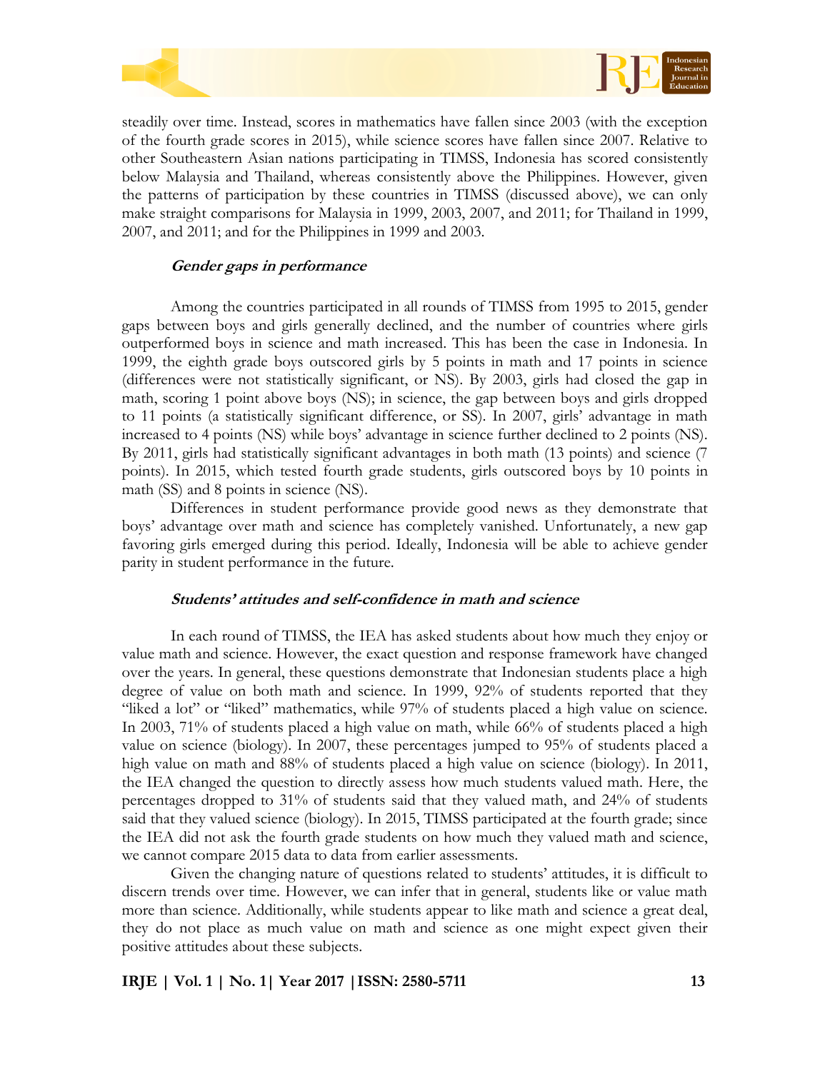steadily over time. Instead, scores in mathematics have fallen since 2003 (with the exception of the fourth grade scores in 2015), while science scores have fallen since 2007. Relative to other Southeastern Asian nations participating in TIMSS, Indonesia has scored consistently below Malaysia and Thailand, whereas consistently above the Philippines. However, given the patterns of participation by these countries in TIMSS (discussed above), we can only make straight comparisons for Malaysia in 1999, 2003, 2007, and 2011; for Thailand in 1999, 2007, and 2011; and for the Philippines in 1999 and 2003.

### *Gender gaps in performance*

Among the countries participated in all rounds of TIMSS from 1995 to 2015, gender gaps between boys and girls generally declined, and the number of countries where girls outperformed boys in science and math increased. This has been the case in Indonesia. In 1999, the eighth grade boys outscored girls by 5 points in math and 17 points in science (differences were not statistically significant, or NS). By 2003, girls had closed the gap in math, scoring 1 point above boys (NS); in science, the gap between boys and girls dropped to 11 points (a statistically significant difference, or SS). In 2007, girls' advantage in math increased to 4 points (NS) while boys' advantage in science further declined to 2 points (NS). By 2011, girls had statistically significant advantages in both math (13 points) and science (7 points). In 2015, which tested fourth grade students, girls outscored boys by 10 points in math (SS) and 8 points in science (NS).

Differences in student performance provide good news as they demonstrate that boys' advantage over math and science has completely vanished. Unfortunately, a new gap favoring girls emerged during this period. Ideally, Indonesia will be able to achieve gender parity in student performance in the future.

### *Students' attitudes and self-confidence in math and science*

In each round of TIMSS, the IEA has asked students about how much they enjoy or value math and science. However, the exact question and response framework have changed over the years. In general, these questions demonstrate that Indonesian students place a high degree of value on both math and science. In 1999, 92% of students reported that they "liked a lot" or "liked" mathematics, while 97% of students placed a high value on science. In 2003, 71% of students placed a high value on math, while 66% of students placed a high value on science (biology). In 2007, these percentages jumped to 95% of students placed a high value on math and 88% of students placed a high value on science (biology). In 2011, the IEA changed the question to directly assess how much students valued math. Here, the percentages dropped to 31% of students said that they valued math, and 24% of students said that they valued science (biology). In 2015, TIMSS participated at the fourth grade; since the IEA did not ask the fourth grade students on how much they valued math and science, we cannot compare 2015 data to data from earlier assessments.

Given the changing nature of questions related to students' attitudes, it is difficult to discern trends over time. However, we can infer that in general, students like or value math more than science. Additionally, while students appear to like math and science a great deal, they do not place as much value on math and science as one might expect given their positive attitudes about these subjects.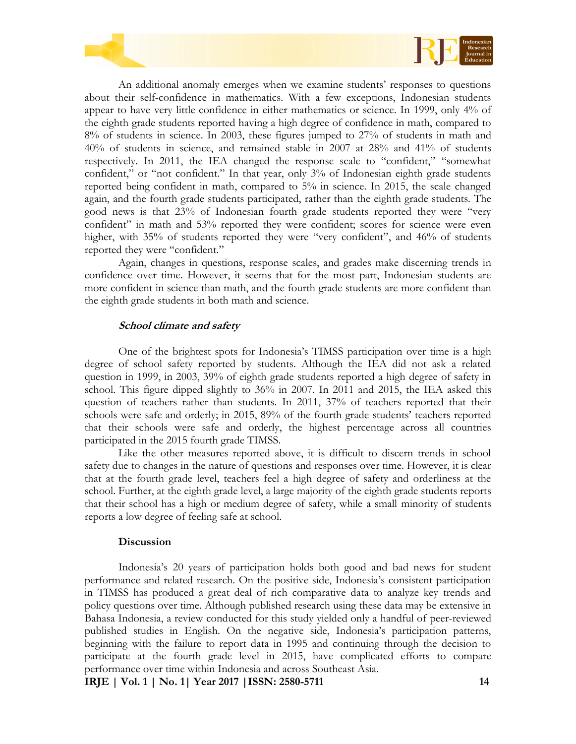An additional anomaly emerges when we examine students' responses to questions about their self-confidence in mathematics. With a few exceptions, Indonesian students appear to have very little confidence in either mathematics or science. In 1999, only 4% of the eighth grade students reported having a high degree of confidence in math, compared to 8% of students in science. In 2003, these figures jumped to 27% of students in math and 40% of students in science, and remained stable in 2007 at 28% and 41% of students respectively. In 2011, the IEA changed the response scale to "confident," "somewhat confident," or "not confident." In that year, only 3% of Indonesian eighth grade students reported being confident in math, compared to 5% in science. In 2015, the scale changed again, and the fourth grade students participated, rather than the eighth grade students. The good news is that 23% of Indonesian fourth grade students reported they were "very confident" in math and 53% reported they were confident; scores for science were even higher, with 35% of students reported they were "very confident", and 46% of students reported they were "confident."

Again, changes in questions, response scales, and grades make discerning trends in confidence over time. However, it seems that for the most part, Indonesian students are more confident in science than math, and the fourth grade students are more confident than the eighth grade students in both math and science.

#### *School climate and safety*

One of the brightest spots for Indonesia's TIMSS participation over time is a high degree of school safety reported by students. Although the IEA did not ask a related question in 1999, in 2003, 39% of eighth grade students reported a high degree of safety in school. This figure dipped slightly to 36% in 2007. In 2011 and 2015, the IEA asked this question of teachers rather than students. In 2011, 37% of teachers reported that their schools were safe and orderly; in 2015, 89% of the fourth grade students' teachers reported that their schools were safe and orderly, the highest percentage across all countries participated in the 2015 fourth grade TIMSS.

Like the other measures reported above, it is difficult to discern trends in school safety due to changes in the nature of questions and responses over time. However, it is clear that at the fourth grade level, teachers feel a high degree of safety and orderliness at the school. Further, at the eighth grade level, a large majority of the eighth grade students reports that their school has a high or medium degree of safety, while a small minority of students reports a low degree of feeling safe at school.

### Discussion

Indonesia's 20 years of participation holds both good and bad news for student performance and related research. On the positive side, Indonesia's consistent participation in TIMSS has produced a great deal of rich comparative data to analyze key trends and policy questions over time. Although published research using these data may be extensive in Bahasa Indonesia, a review conducted for this study yielded only a handful of peer-reviewed published studies in English. On the negative side, Indonesia's participation patterns, beginning with the failure to report data in 1995 and continuing through the decision to participate at the fourth grade level in 2015, have complicated efforts to compare performance over time within Indonesia and across Southeast Asia.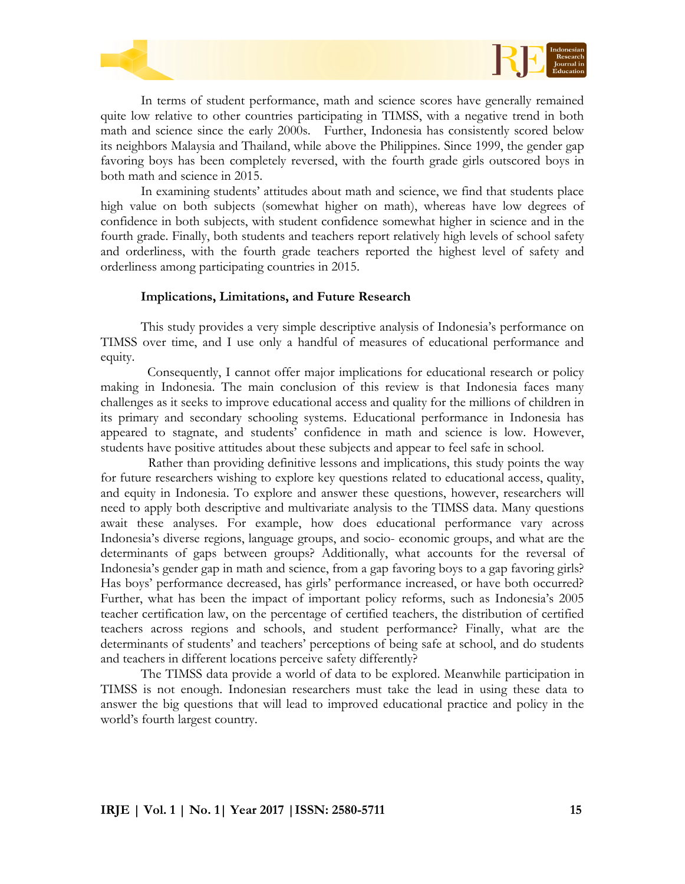In terms of student performance, math and science scores have generally remained quite low relative to other countries participating in TIMSS, with a negative trend in both math and science since the early 2000s. Further, Indonesia has consistently scored below its neighbors Malaysia and Thailand, while above the Philippines. Since 1999, the gender gap favoring boys has been completely reversed, with the fourth grade girls outscored boys in both math and science in 2015.

In examining students' attitudes about math and science, we find that students place high value on both subjects (somewhat higher on math), whereas have low degrees of confidence in both subjects, with student confidence somewhat higher in science and in the fourth grade. Finally, both students and teachers report relatively high levels of school safety and orderliness, with the fourth grade teachers reported the highest level of safety and orderliness among participating countries in 2015.

## Implications, Limitations, and Future Research

This study provides a very simple descriptive analysis of Indonesia's performance on TIMSS over time, and I use only a handful of measures of educational performance and equity.

Consequently, I cannot offer major implications for educational research or policy making in Indonesia. The main conclusion of this review is that Indonesia faces many challenges as it seeks to improve educational access and quality for the millions of children in its primary and secondary schooling systems. Educational performance in Indonesia has appeared to stagnate, and students' confidence in math and science is low. However, students have positive attitudes about these subjects and appear to feel safe in school.

Rather than providing definitive lessons and implications, this study points the way for future researchers wishing to explore key questions related to educational access, quality, and equity in Indonesia. To explore and answer these questions, however, researchers will need to apply both descriptive and multivariate analysis to the TIMSS data. Many questions await these analyses. For example, how does educational performance vary across Indonesia's diverse regions, language groups, and socio- economic groups, and what are the determinants of gaps between groups? Additionally, what accounts for the reversal of Indonesia's gender gap in math and science, from a gap favoring boys to a gap favoring girls? Has boys' performance decreased, has girls' performance increased, or have both occurred? Further, what has been the impact of important policy reforms, such as Indonesia's 2005 teacher certification law, on the percentage of certified teachers, the distribution of certified teachers across regions and schools, and student performance? Finally, what are the determinants of students' and teachers' perceptions of being safe at school, and do students and teachers in different locations perceive safety differently?

The TIMSS data provide a world of data to be explored. Meanwhile participation in TIMSS is not enough. Indonesian researchers must take the lead in using these data to answer the big questions that will lead to improved educational practice and policy in the world's fourth largest country.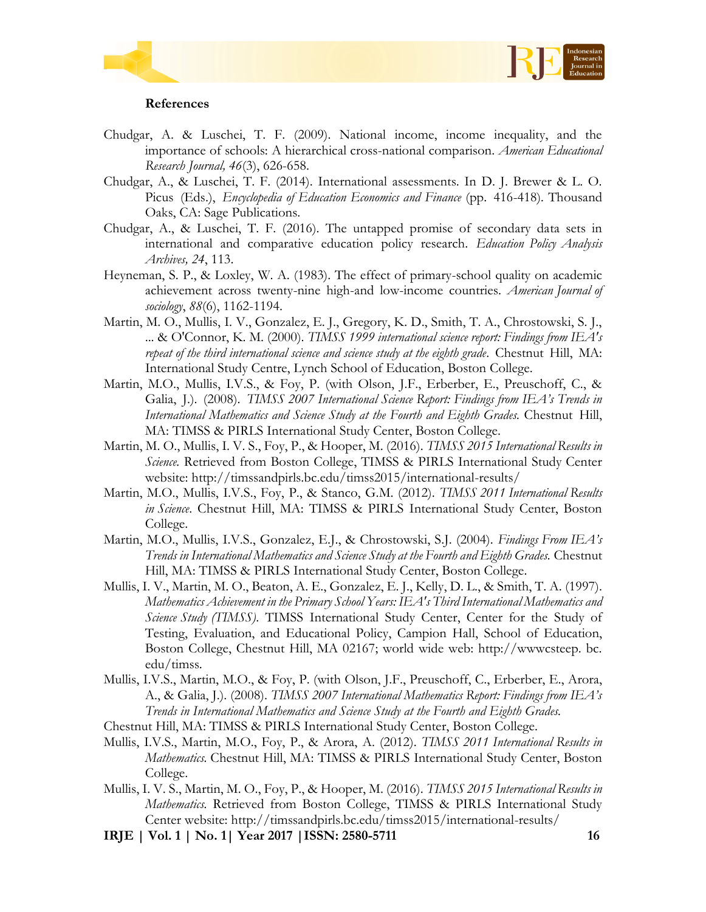**References**

Chudgar, A. & Luschei, T. F. (2009). National income, income inequality, and the importance of schools: A hierarchical cross-national comparison. *American Educational Research Journal, 46*(3), 626-658.

Chudgar, A., & Luschei, T. F. (2014). International assessments. In D. J. Brewer & L. O. Picus (Eds.), *Encyclopedia of Education Economics and Finance* (pp. 416-418). Thousand Oaks, CA: Sage Publications.

Chudgar, A., & Luschei, T. F. (2016). The untapped promise of secondary data sets in international and comparative education policy research. *Education Policy Analysis Archives, 24*, 113.

Heyneman, S. P., & Loxley, W. A. (1983). The effect of primary-school quality on academic achievement across twenty-nine high-and low-income countries. *American Journal of sociology*, *88*(6), 1162-1194.

Martin, M. O., Mullis, I. V., Gonzalez, E. J., Gregory, K. D., Smith, T. A., Chrostowski, S. J., ... & O'Connor, K. M. (2000). *TIMSS 1999 international science report: Findings from IEA's repeat of the third international science and science study at the eighth grade*. Chestnut Hill, MA: International Study Centre, Lynch School of Education, Boston College.

Martin, M.O., Mullis, I.V.S., & Foy, P. (with Olson, J.F., Erberber, E., Preuschoff, C., & Galia, J.). (2008). *TIMSS 2007 International Science Report: Findings from IEA's Trends in International Mathematics and Science Study at the Fourth and Eighth Grades.* Chestnut Hill, MA: TIMSS & PIRLS International Study Center, Boston College.

Martin, M. O., Mullis, I. V. S., Foy, P., & Hooper, M. (2016). *TIMSS 2015 International Results in Science.* Retrieved from Boston College, TIMSS & PIRLS International Study Center website: http://timssandpirls.bc.edu/timss2015/international-results/

Martin, M.O., Mullis, I.V.S., Foy, P., & Stanco, G.M. (2012). *TIMSS 2011 International Results in Science*. Chestnut Hill, MA: TIMSS & PIRLS International Study Center, Boston College.

Martin, M.O., Mullis, I.V.S., Gonzalez, E.J., & Chrostowski, S.J. (2004). *Findings From IEA's Trends in International Mathematics and Science Study at the Fourth and Eighth Grades.* Chestnut Hill, MA: TIMSS & PIRLS International Study Center, Boston College.

Mullis, I. V., Martin, M. O., Beaton, A. E., Gonzalez, E. J., Kelly, D. L., & Smith, T. A. (1997). *Mathematics Achievement in the Primary School Years: IEA's Third International Mathematics and Science Study (TIMSS).* TIMSS International Study Center, Center for the Study of Testing, Evaluation, and Educational Policy, Campion Hall, School of Education, Boston College, Chestnut Hill, MA 02167; world wide web: http://wwwcsteep. bc. edu/timss.

Mullis, I.V.S., Martin, M.O., & Foy, P. (with Olson, J.F., Preuschoff, C., Erberber, E., Arora, A., & Galia, J.). (2008). *TIMSS 2007 International Mathematics Report: Findings from IEA's Trends in International Mathematics and Science Study at the Fourth and Eighth Grades.*
Chestnut Hill, MA: TIMSS & PIRLS International Study Center, Boston College.

Mullis, I.V.S., Martin, M.O., Foy, P., & Arora, A. (2012). *TIMSS 2011 International Results in Mathematics.* Chestnut Hill, MA: TIMSS & PIRLS International Study Center, Boston College.

Mullis, I. V. S., Martin, M. O., Foy, P., & Hooper, M. (2016). *TIMSS 2015 International Results in Mathematics.* Retrieved from Boston College, TIMSS & PIRLS International Study Center website: http://timssandpirls.bc.edu/timss2015/international-results/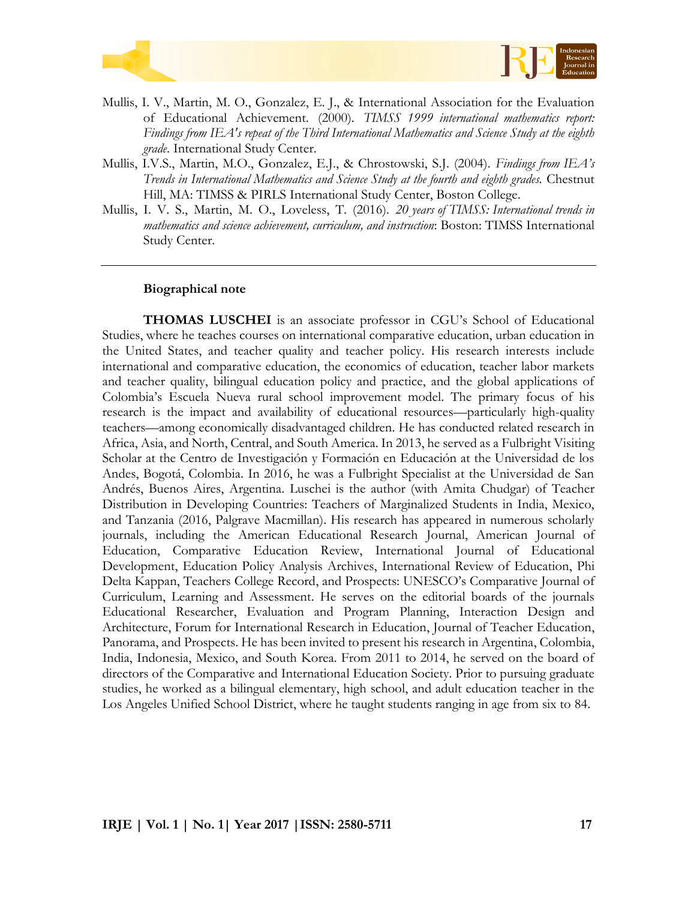Mullis, I. V., Martin, M. O., Gonzalez, E. J., & International Association for the Evaluation of Educational Achievement. (2000). *TIMSS 1999 international mathematics report: Findings from IEA's repeat of the Third International Mathematics and Science Study at the eighth grade.* International Study Center.

Mullis, I.V.S., Martin, M.O., Gonzalez, E.J., & Chrostowski, S.J. (2004). *Findings from IEA's Trends in International Mathematics and Science Study at the fourth and eighth grades.* Chestnut Hill, MA: TIMSS & PIRLS International Study Center, Boston College.

Mullis, I. V. S., Martin, M. O., Loveless, T. (2016). *20 years of TIMSS: International trends in mathematics and science achievement, curriculum, and instruction*: Boston: TIMSS International Study Center.

---

**Biographical note**

**THOMAS LUSCHEI** is an associate professor in CGU's School of Educational Studies, where he teaches courses on international comparative education, urban education in the United States, and teacher quality and teacher policy. His research interests include international and comparative education, the economics of education, teacher labor markets and teacher quality, bilingual education policy and practice, and the global applications of Colombia's Escuela Nueva rural school improvement model. The primary focus of his research is the impact and availability of educational resources—particularly high-quality teachers—among economically disadvantaged children. He has conducted related research in Africa, Asia, and North, Central, and South America. In 2013, he served as a Fulbright Visiting Scholar at the Centro de Investigación y Formación en Educación at the Universidad de los Andes, Bogotá, Colombia. In 2016, he was a Fulbright Specialist at the Universidad de San Andrés, Buenos Aires, Argentina. Luschei is the author (with Amita Chudgar) of Teacher Distribution in Developing Countries: Teachers of Marginalized Students in India, Mexico, and Tanzania (2016, Palgrave Macmillan). His research has appeared in numerous scholarly journals, including the American Educational Research Journal, American Journal of Education, Comparative Education Review, International Journal of Educational Development, Education Policy Analysis Archives, International Review of Education, Phi Delta Kappan, Teachers College Record, and Prospects: UNESCO's Comparative Journal of Curriculum, Learning and Assessment. He serves on the editorial boards of the journals Educational Researcher, Evaluation and Program Planning, Interaction Design and Architecture, Forum for International Research in Education, Journal of Teacher Education, Panorama, and Prospects. He has been invited to present his research in Argentina, Colombia, India, Indonesia, Mexico, and South Korea. From 2011 to 2014, he served on the board of directors of the Comparative and International Education Society. Prior to pursuing graduate studies, he worked as a bilingual elementary, high school, and adult education teacher in the Los Angeles Unified School District, where he taught students ranging in age from six to 84.